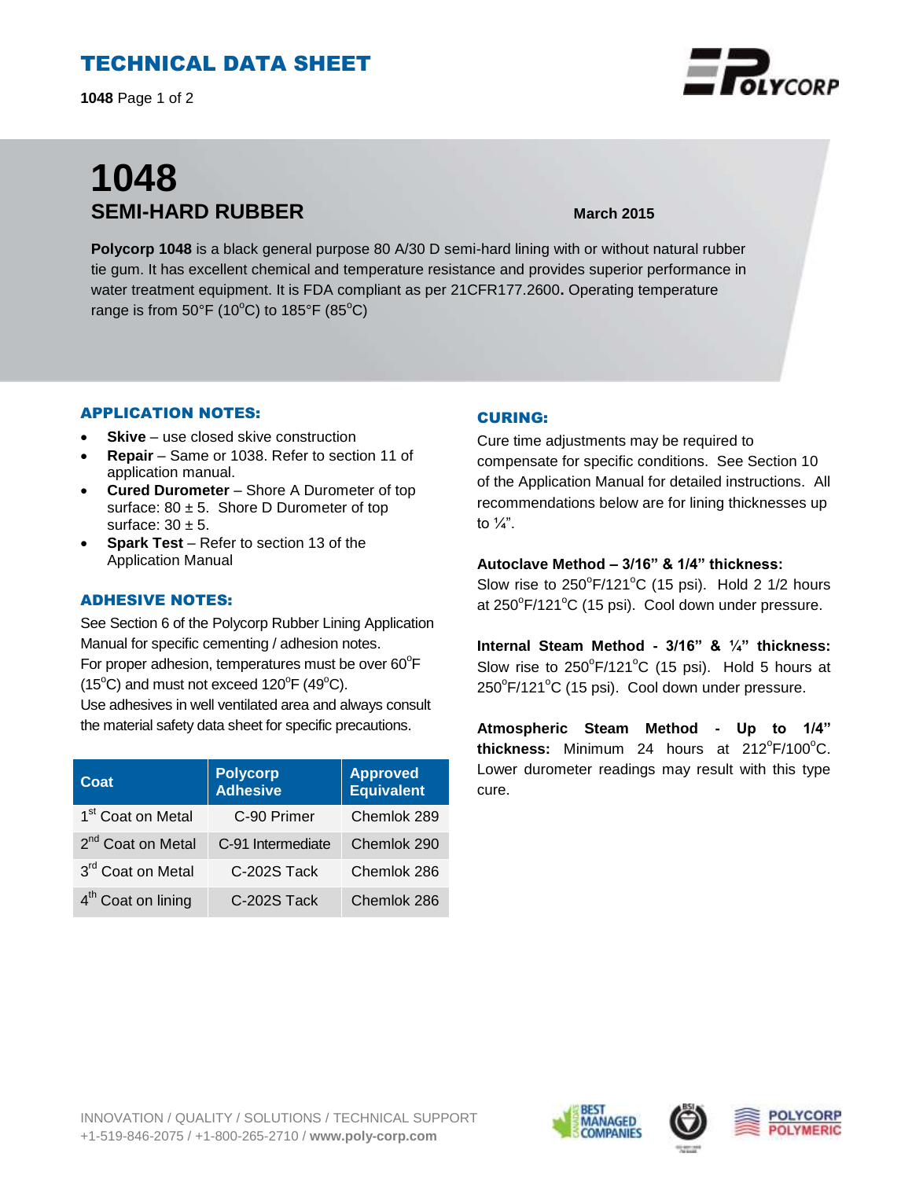# TECHNICAL DATA SHEET

**1048** Page 1 of 2

# 1048

## SEMI-HARD RUBBER

**March 2015**

**Polycorp 1048** is a black general purpose 80 A/30 D semi-hard lining with or without natural rubber tie gum. It has excellent chemical and temperature resistance and provides superior performance in water treatment equipment. It is FDA compliant as per 21CFR177.2600**.** Operating temperature range is from 50°F (10°C) to 185°F (85°C)

### APPLICATION NOTES:

- **Skive** – use closed skive construction
- **Repair** – Same or 1038. Refer to section 11 of application manual.
- **Cured Durometer** – Shore A Durometer of top surface: 80 ± 5. Shore D Durometer of top surface: 30 ± 5.
- **Spark Test** – Refer to section 13 of the Application Manual

### ADHESIVE NOTES:

See Section 6 of the Polycorp Rubber Lining Application Manual for specific cementing / adhesion notes.
For proper adhesion, temperatures must be over 60°F (15°C) and must not exceed 120°F (49°C).
Use adhesives in well ventilated area and always consult the material safety data sheet for specific precautions.

| Coat | Polycorp Adhesive | Approved Equivalent |
|---|---|---|
| 1st Coat on Metal | C-90 Primer | Chemlok 289 |
| 2nd Coat on Metal | C-91 Intermediate | Chemlok 290 |
| 3rd Coat on Metal | C-202S Tack | Chemlok 286 |
| 4th Coat on lining | C-202S Tack | Chemlok 286 |

### CURING:

Cure time adjustments may be required to compensate for specific conditions. See Section 10 of the Application Manual for detailed instructions. All recommendations below are for lining thicknesses up to ¼".

**Autoclave Method – 3/16" & 1/4" thickness:**
Slow rise to 250°F/121°C (15 psi). Hold 2 1/2 hours at 250°F/121°C (15 psi). Cool down under pressure.

**Internal Steam Method - 3/16" & ¼" thickness:** Slow rise to 250°F/121°C (15 psi). Hold 5 hours at 250°F/121°C (15 psi). Cool down under pressure.

**Atmospheric Steam Method - Up to 1/4" thickness:** Minimum 24 hours at 212°F/100°C. Lower durometer readings may result with this type cure.

INNOVATION / QUALITY / SOLUTIONS / TECHNICAL SUPPORT
+1-519-846-2075 / +1-800-265-2710 / **www.poly-corp.com**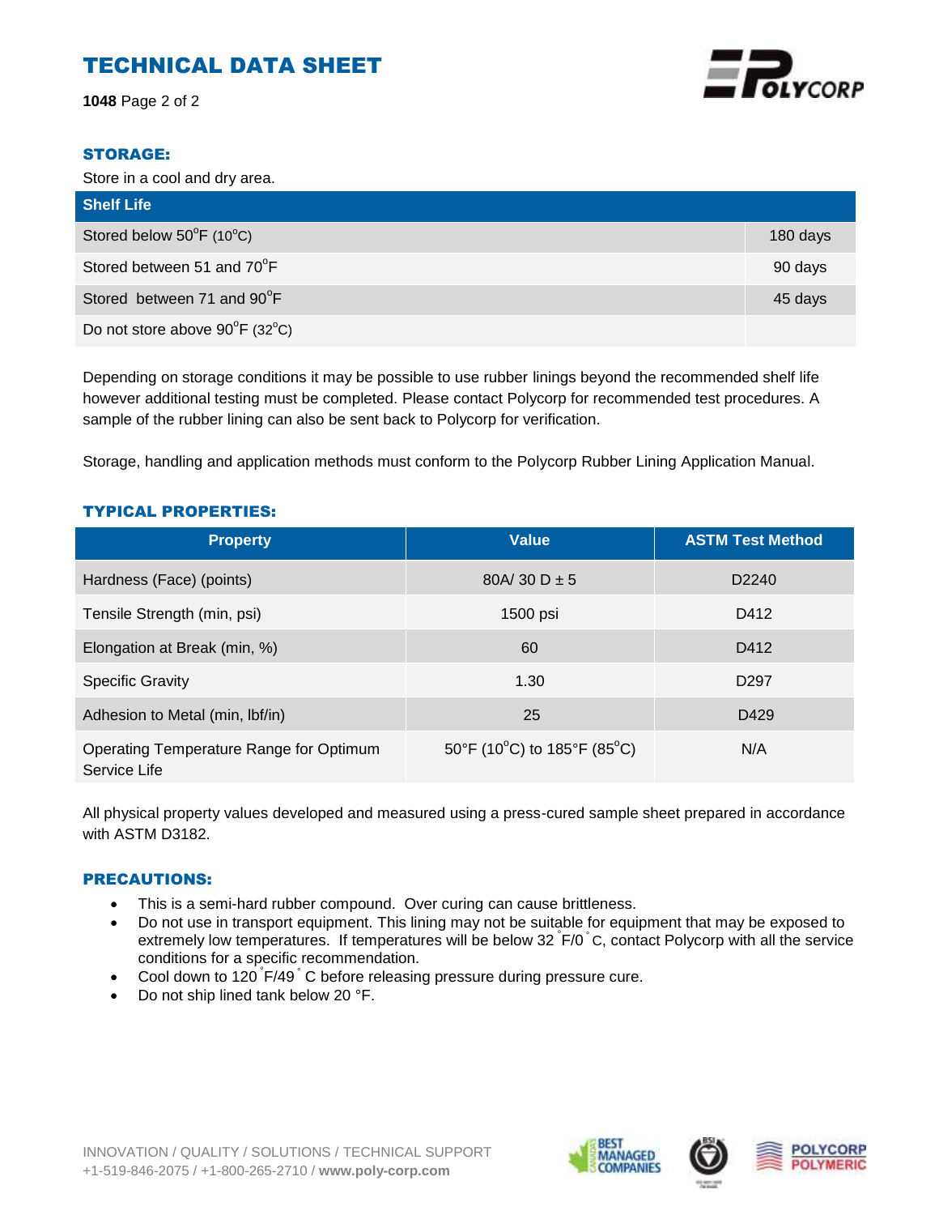## STORAGE:

Store in a cool and dry area.

| Shelf Life | |
|---|---|
| Stored below 50°F (10°C) | 180 days |
| Stored between 51 and 70°F | 90 days |
| Stored between 71 and 90°F | 45 days |
| Do not store above 90°F (32°C) | |

Depending on storage conditions it may be possible to use rubber linings beyond the recommended shelf life however additional testing must be completed. Please contact Polycorp for recommended test procedures. A sample of the rubber lining can also be sent back to Polycorp for verification.

Storage, handling and application methods must conform to the Polycorp Rubber Lining Application Manual.

## TYPICAL PROPERTIES:

| Property | Value | ASTM Test Method |
|---|---|---|
| Hardness (Face) (points) | 80A/ 30 D ± 5 | D2240 |
| Tensile Strength (min, psi) | 1500 psi | D412 |
| Elongation at Break (min, %) | 60 | D412 |
| Specific Gravity | 1.30 | D297 |
| Adhesion to Metal (min, lbf/in) | 25 | D429 |
| Operating Temperature Range for Optimum Service Life | 50°F (10°C) to 185°F (85°C) | N/A |

All physical property values developed and measured using a press-cured sample sheet prepared in accordance with ASTM D3182.

## PRECAUTIONS:

- This is a semi-hard rubber compound. Over curing can cause brittleness.
- Do not use in transport equipment. This lining may not be suitable for equipment that may be exposed to extremely low temperatures. If temperatures will be below 32 °F/0 °C, contact Polycorp with all the service conditions for a specific recommendation.
- Cool down to 120 °F/49 °C before releasing pressure during pressure cure.
- Do not ship lined tank below 20 °F.

INNOVATION / QUALITY / SOLUTIONS / TECHNICAL SUPPORT
+1-519-846-2075 / +1-800-265-2710 / **www.poly-corp.com**